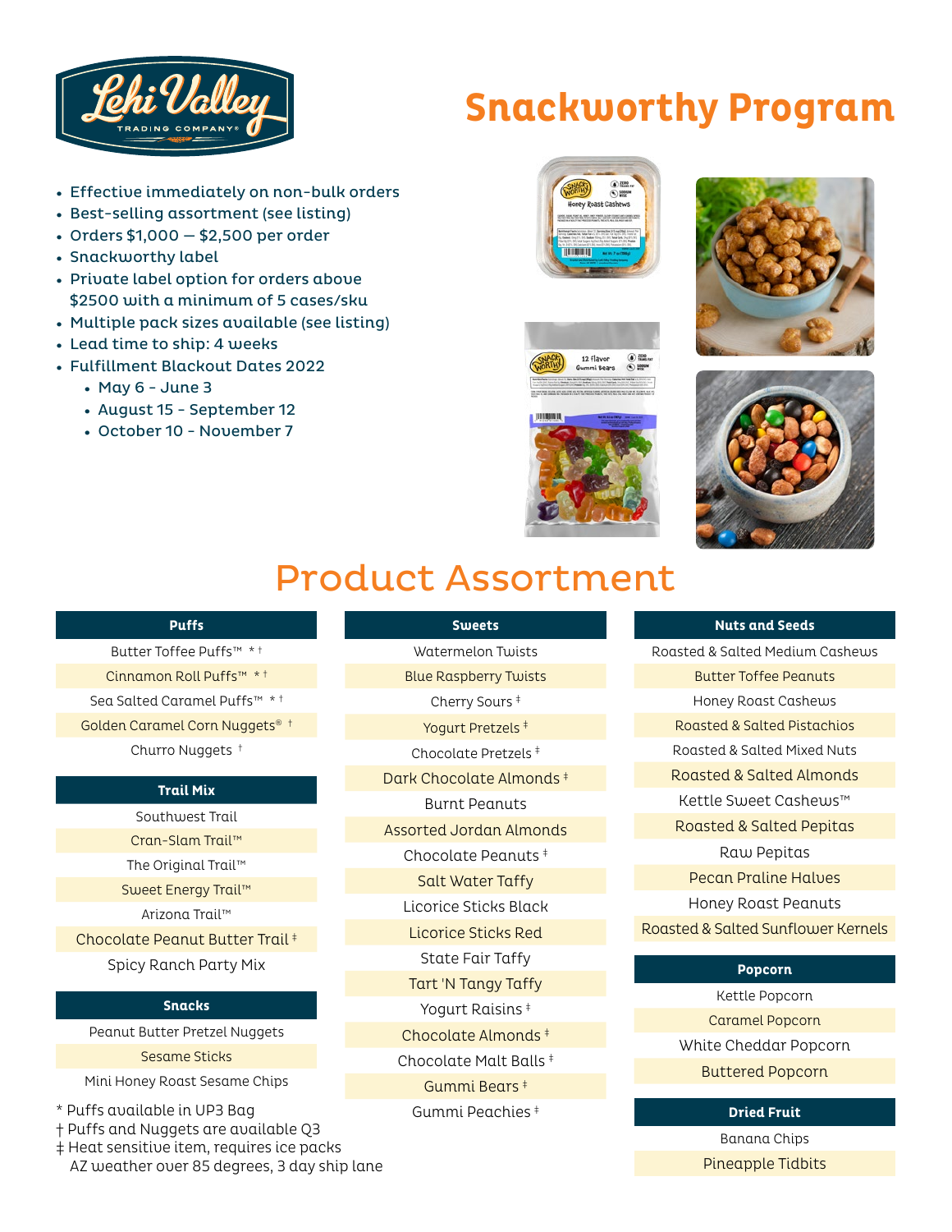# Snackworthy Program

- Effective immediately on non-bulk orders
- Best-selling assortment (see listing)
- Orders $1,000 — $2,500 per order
- Snackworthy label
- Private label option for orders above $2500 with a minimum of 5 cases/sku
- Multiple pack sizes available (see listing)
- Lead time to ship: 4 weeks
- Fulfillment Blackout Dates 2022
  - May 6 - June 3
  - August 15 - September 12
  - October 10 - November 7

## Product Assortment

| Puffs |
|---|
| Butter Toffee Puffs™ * † |
| Cinnamon Roll Puffs™ * † |
| Sea Salted Caramel Puffs™ * † |
| Golden Caramel Corn Nuggets® † |
| Churro Nuggets † |

| Trail Mix |
|---|
| Southwest Trail |
| Cran-Slam Trail™ |
| The Original Trail™ |
| Sweet Energy Trail™ |
| Arizona Trail™ |
| Chocolate Peanut Butter Trail ‡ |
| Spicy Ranch Party Mix |

| Snacks |
|---|
| Peanut Butter Pretzel Nuggets |
| Sesame Sticks |
| Mini Honey Roast Sesame Chips |

| Sweets |
|---|
| Watermelon Twists |
| Blue Raspberry Twists |
| Cherry Sours ‡ |
| Yogurt Pretzels ‡ |
| Chocolate Pretzels ‡ |
| Dark Chocolate Almonds ‡ |
| Burnt Peanuts |
| Assorted Jordan Almonds |
| Chocolate Peanuts ‡ |
| Salt Water Taffy |
| Licorice Sticks Black |
| Licorice Sticks Red |
| State Fair Taffy |
| Tart 'N Tangy Taffy |
| Yogurt Raisins ‡ |
| Chocolate Almonds ‡ |
| Chocolate Malt Balls ‡ |
| Gummi Bears ‡ |
| Gummi Peachies ‡ |

| Nuts and Seeds |
|---|
| Roasted & Salted Medium Cashews |
| Butter Toffee Peanuts |
| Honey Roast Cashews |
| Roasted & Salted Pistachios |
| Roasted & Salted Mixed Nuts |
| Roasted & Salted Almonds |
| Kettle Sweet Cashews™ |
| Roasted & Salted Pepitas |
| Raw Pepitas |
| Pecan Praline Halves |
| Honey Roast Peanuts |
| Roasted & Salted Sunflower Kernels |

| Popcorn |
|---|
| Kettle Popcorn |
| Caramel Popcorn |
| White Cheddar Popcorn |
| Buttered Popcorn |

| Dried Fruit |
|---|
| Banana Chips |
| Pineapple Tidbits |

\* Puffs available in UP3 Bag
† Puffs and Nuggets are available Q3
‡ Heat sensitive item, requires ice packs AZ weather over 85 degrees, 3 day ship lane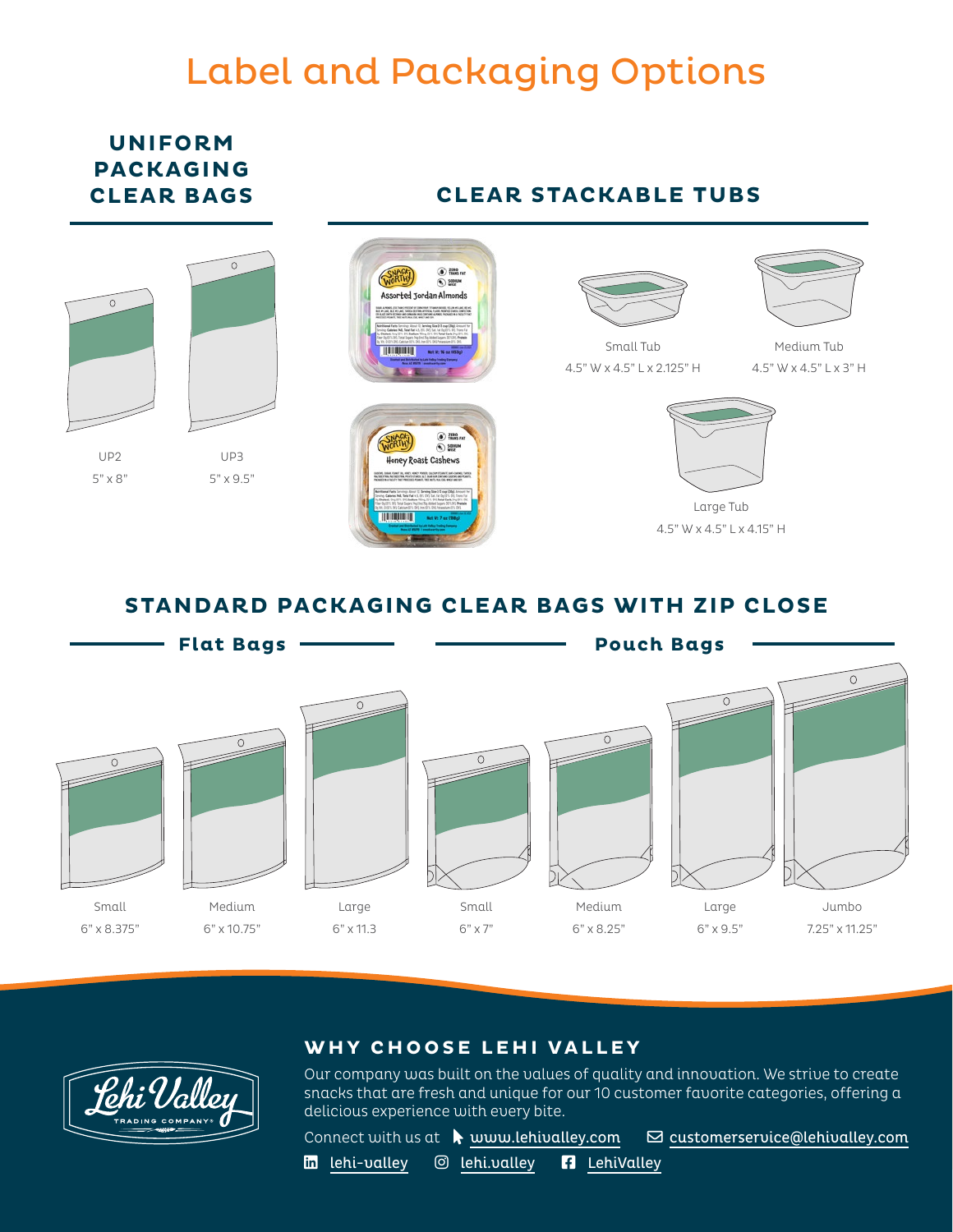# Label and Packaging Options

## UNIFORM PACKAGING CLEAR BAGS

UP2
5" x 8"

UP3
5" x 9.5"

## CLEAR STACKABLE TUBS

Small Tub
4.5" W x 4.5" L x 2.125" H

Medium Tub
4.5" W x 4.5" L x 3" H

Large Tub
4.5" W x 4.5" L x 4.15" H

## STANDARD PACKAGING CLEAR BAGS WITH ZIP CLOSE

### Flat Bags

Small
6" x 8.375"

Medium
6" x 10.75"

Large
6" x 11.3

### Pouch Bags

Small
6" x 7"

Medium
6" x 8.25"

Large
6" x 9.5"

Jumbo
7.25" x 11.25"

## WHY CHOOSE LEHI VALLEY

Our company was built on the values of quality and innovation. We strive to create snacks that are fresh and unique for our 10 customer favorite categories, offering a delicious experience with every bite.

Connect with us at www.lehivalley.com customerservice@lehivalley.com

lehi-valley lehi.valley LehiValley